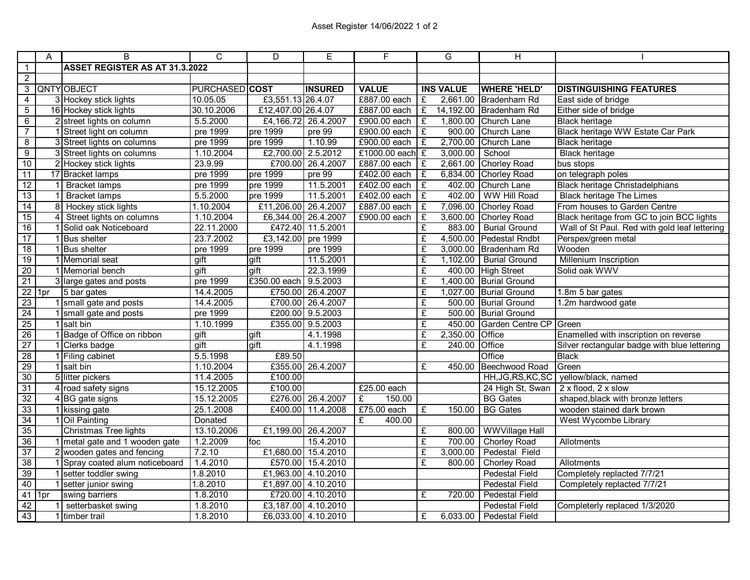|  | A | B | C | D | E | F | G | H | I |
|---|---|---|---|---|---|---|---|---|---|
| 1 |  | **ASSET REGISTER AS AT 31.3.2022** |  |  |  |  |  |  |  |
| 2 |  |  |  |  |  |  |  |  |  |
| 3 | QNTY | OBJECT | PURCHASED | **COST** | **INSURED** | **VALUE** | **INS VALUE** | **WHERE 'HELD'** | **DISTINGUISHING FEATURES** |
| 4 | 3 | Hockey stick lights | 10.05.05 | £3,551.13 | 26.4.07 | £887.00 each | £ 2,661.00 | Bradenham Rd | East side of bridge |
| 5 | 16 | Hockey stick lights | 30.10.2006 | £12,407.00 | 26.4.07 | £887.00 each | £ 14,192.00 | Bradenham Rd | Either side of bridge |
| 6 | 2 | street lights on column | 5.5.2000 | £4,166.72 | 26.4.2007 | £900.00 each | £ 1,800.00 | Church Lane | Black heritage |
| 7 | 1 | Street light on column | pre 1999 | pre 1999 | pre 99 | £900.00 each | £ 900.00 | Church Lane | Black heritage WW Estate Car Park |
| 8 | 3 | Street lights on columns | pre 1999 | pre 1999 | 1.10.99 | £900.00 each | £ 2,700.00 | Church Lane | Black heritage |
| 9 | 3 | Street lights on columns | 1.10.2004 | £2,700.00 | 2.5.2012 | £1000.00 each | £ 3,000.00 | School | Black heritage |
| 10 | 2 | Hockey stick lights | 23.9.99 | £700.00 | 26.4.2007 | £887.00 each | £ 2,661.00 | Chorley Road | bus stops |
| 11 | 17 | Bracket lamps | pre 1999 | pre 1999 | pre 99 | £402.00 each | £ 6,834.00 | Chorley Road | on telegraph poles |
| 12 | 1 | Bracket lamps | pre 1999 | pre 1999 | 11.5.2001 | £402.00 each | £ 402.00 | Church Lane | Black heritage Christadelphians |
| 13 | 1 | Bracket lamps | 5.5.2000 | pre 1999 | 11.5.2001 | £402.00 each | £ 402.00 | WW Hill Road | Black heritage The Limes |
| 14 | 8 | Hockey stick lights | 1.10.2004 | £11,206.00 | 26.4.2007 | £887.00 each | £ 7,096.00 | Chorley Road | From houses to Garden Centre |
| 15 | 4 | Street lights on columns | 1.10.2004 | £6,344.00 | 26.4.2007 | £900.00 each | £ 3,600.00 | Chorley Road | Black heritage from GC to join BCC lights |
| 16 | 1 | Solid oak Noticeboard | 22.11.2000 | £472.40 | 11.5.2001 |  | £ 883.00 | Burial Ground | Wall of St Paul. Red with gold leaf lettering |
| 17 | 1 | Bus shelter | 23.7.2002 | £3,142.00 | pre 1999 |  | £ 4,500.00 | Pedestal Rndbt | Perspex/green metal |
| 18 | 1 | Bus shelter | pre 1999 | pre 1999 | pre 1999 |  | £ 3,000.00 | Bradenham Rd | Wooden |
| 19 | 1 | Memorial seat | gift | gift | 11.5.2001 |  | £ 1,102.00 | Burial Ground | Millenium Inscription |
| 20 | 1 | Memorial bench | gift | gift | 22.3.1999 |  | £ 400.00 | High Street | Solid oak WWV |
| 21 | 3 | large gates and posts | pre 1999 | £350.00 each | 9.5.2003 |  | £ 1,400.00 | Burial Ground |  |
| 22 | 1pr | 5 bar gates | 14.4.2005 | £750.00 | 26.4.2007 |  | £ 1,027.00 | Burial Ground | 1.8m 5 bar gates |
| 23 | 1 | small gate and posts | 14.4.2005 | £700.00 | 26.4.2007 |  | £ 500.00 | Burial Ground | 1.2m hardwood gate |
| 24 | 1 | small gate and posts | pre 1999 | £200.00 | 9.5.2003 |  | £ 500.00 | Burial Ground |  |
| 25 | 1 | salt bin | 1.10.1999 | £355.00 | 9.5.2003 |  | £ 450.00 | Garden Centre CP | Green |
| 26 | 1 | Badge of Office on ribbon | gift | gift | 4.1.1998 |  | £ 2,350.00 | Office | Enamelled with inscription on reverse |
| 27 | 1 | Clerks badge | gift | gift | 4.1.1998 |  | £ 240.00 | Office | Silver rectangular badge with blue lettering |
| 28 | 1 | Filing cabinet | 5.5.1998 | £89.50 |  |  |  | Office | Black |
| 29 | 1 | salt bin | 1.10.2004 | £355.00 | 26.4.2007 |  | £ 450.00 | Beechwood Road | Green |
| 30 | 5 | litter pickers | 11.4.2005 | £100.00 |  |  |  | HH,JG,RS,KC,SC | yellow/black, named |
| 31 | 4 | road safety signs | 15.12.2005 | £100.00 |  | £25.00 each |  | 24 High St, Swan | 2 x flood, 2 x slow |
| 32 | 4 | BG gate signs | 15.12.2005 | £276.00 | 26.4.2007 | £ 150.00 |  | BG Gates | shaped,black with bronze letters |
| 33 | 1 | kissing gate | 25.1.2008 | £400.00 | 11.4.2008 | £75.00 each | £ 150.00 | BG Gates | wooden stained dark brown |
| 34 | 1 | Oil Painting | Donated |  |  | £ 400.00 |  |  | West Wycombe Library |
| 35 |  | Christmas Tree lights | 13.10.2006 | £1,199.00 | 26.4.2007 |  | £ 800.00 | WWVillage Hall |  |
| 36 | 1 | metal gate and 1 wooden gate | 1.2.2009 | foc | 15.4.2010 |  | £ 700.00 | Chorley Road | Allotments |
| 37 | 2 | wooden gates and fencing | 7.2.10 | £1,680.00 | 15.4.2010 |  | £ 3,000.00 | Pedestal Field |  |
| 38 | 1 | Spray coated alum noticeboard | 1.4.2010 | £570.00 | 15.4.2010 |  | £ 800.00 | Chorley Road | Allotments |
| 39 | 1 | setter toddler swing | 1.8.2010 | £1,963.00 | 4.10.2010 |  |  | Pedestal Field | Completely replacted 7/7/21 |
| 40 | 1 | setter junior swing | 1.8.2010 | £1,897.00 | 4.10.2010 |  |  | Pedestal Field | Completely replacted 7/7/21 |
| 41 | 1pr | swing barriers | 1.8.2010 | £720.00 | 4.10.2010 |  | £ 720.00 | Pedestal Field |  |
| 42 | 1 | setterbasket swing | 1.8.2010 | £3,187.00 | 4.10.2010 |  |  | Pedestal Field | Completerly replaced 1/3/2020 |
| 43 | 1 | timber trail | 1.8.2010 | £6,033.00 | 4.10.2010 |  | £ 6,033.00 | Pedestal Field |  |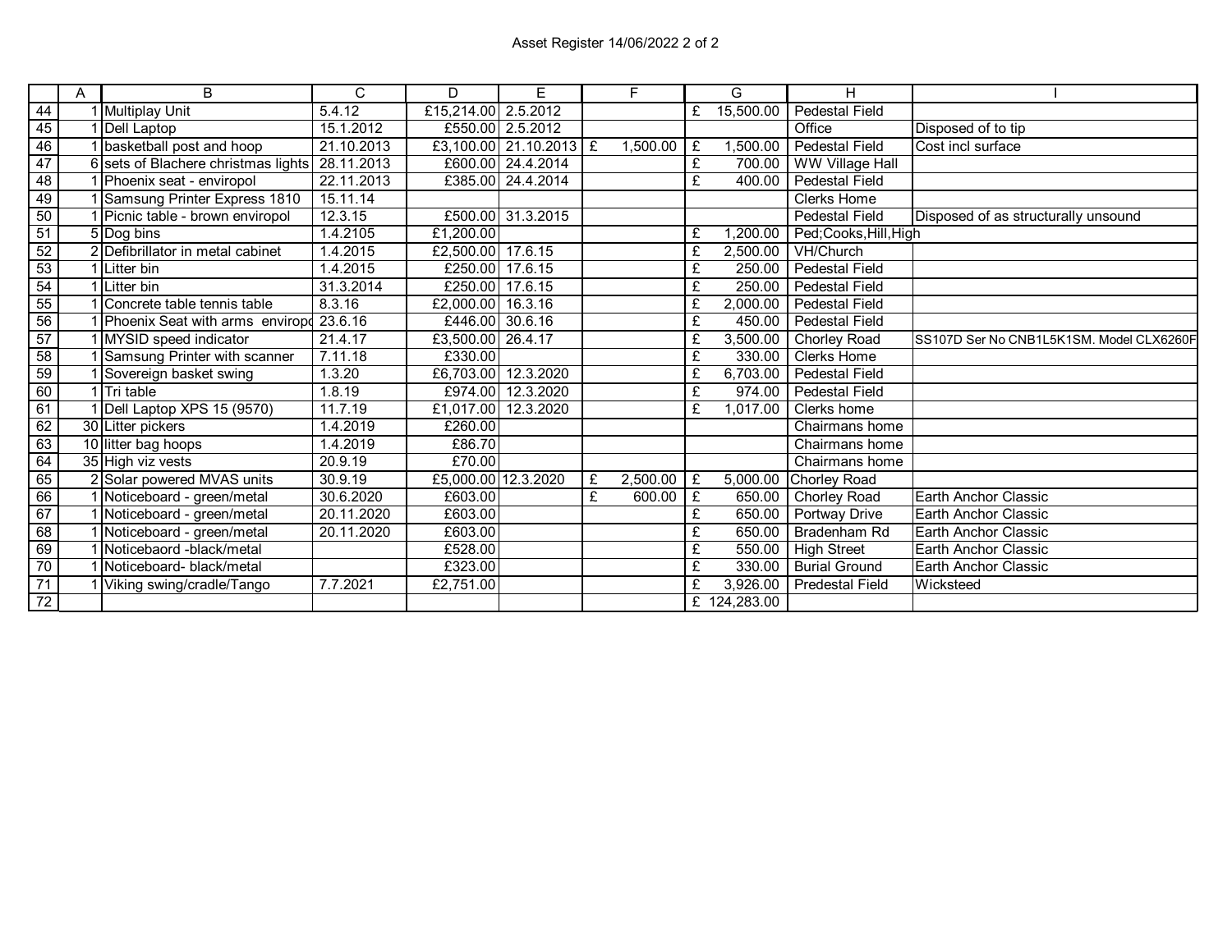| | A | B | C | D | E | F | G | H | I |
|---|---|---|---|---|---|---|---|---|---|
| 44 | 1 | Multiplay Unit | 5.4.12 | £15,214.00 | 2.5.2012 | | £ 15,500.00 | Pedestal Field | |
| 45 | 1 | Dell Laptop | 15.1.2012 | £550.00 | 2.5.2012 | | | Office | Disposed of to tip |
| 46 | 1 | basketball post and hoop | 21.10.2013 | £3,100.00 | 21.10.2013 | £ 1,500.00 | £ 1,500.00 | Pedestal Field | Cost incl surface |
| 47 | 6 | sets of Blachere christmas lights | 28.11.2013 | £600.00 | 24.4.2014 | | £ 700.00 | WW Village Hall | |
| 48 | 1 | Phoenix seat - enviropol | 22.11.2013 | £385.00 | 24.4.2014 | | £ 400.00 | Pedestal Field | |
| 49 | 1 | Samsung Printer Express 1810 | 15.11.14 | | | | | Clerks Home | |
| 50 | 1 | Picnic table - brown enviropol | 12.3.15 | £500.00 | 31.3.2015 | | | Pedestal Field | Disposed of as structurally unsound |
| 51 | 5 | Dog bins | 1.4.2105 | £1,200.00 | | | £ 1,200.00 | Ped;Cooks,Hill,High | |
| 52 | 2 | Defibrillator in metal cabinet | 1.4.2015 | £2,500.00 | 17.6.15 | | £ 2,500.00 | VH/Church | |
| 53 | 1 | Litter bin | 1.4.2015 | £250.00 | 17.6.15 | | £ 250.00 | Pedestal Field | |
| 54 | 1 | Litter bin | 31.3.2014 | £250.00 | 17.6.15 | | £ 250.00 | Pedestal Field | |
| 55 | 1 | Concrete table tennis table | 8.3.16 | £2,000.00 | 16.3.16 | | £ 2,000.00 | Pedestal Field | |
| 56 | 1 | Phoenix Seat with arms enviropo | 23.6.16 | £446.00 | 30.6.16 | | £ 450.00 | Pedestal Field | |
| 57 | 1 | MYSID speed indicator | 21.4.17 | £3,500.00 | 26.4.17 | | £ 3,500.00 | Chorley Road | SS107D Ser No CNB1L5K1SM. Model CLX6260F |
| 58 | 1 | Samsung Printer with scanner | 7.11.18 | £330.00 | | | £ 330.00 | Clerks Home | |
| 59 | 1 | Sovereign basket swing | 1.3.20 | £6,703.00 | 12.3.2020 | | £ 6,703.00 | Pedestal Field | |
| 60 | 1 | Tri table | 1.8.19 | £974.00 | 12.3.2020 | | £ 974.00 | Pedestal Field | |
| 61 | 1 | Dell Laptop XPS 15 (9570) | 11.7.19 | £1,017.00 | 12.3.2020 | | £ 1,017.00 | Clerks home | |
| 62 | 30 | Litter pickers | 1.4.2019 | £260.00 | | | | Chairmans home | |
| 63 | 10 | litter bag hoops | 1.4.2019 | £86.70 | | | | Chairmans home | |
| 64 | 35 | High viz vests | 20.9.19 | £70.00 | | | | Chairmans home | |
| 65 | 2 | Solar powered MVAS units | 30.9.19 | £5,000.00 | 12.3.2020 | £ 2,500.00 | £ 5,000.00 | Chorley Road | |
| 66 | 1 | Noticeboard - green/metal | 30.6.2020 | £603.00 | | £ 600.00 | £ 650.00 | Chorley Road | Earth Anchor Classic |
| 67 | 1 | Noticeboard - green/metal | 20.11.2020 | £603.00 | | | £ 650.00 | Portway Drive | Earth Anchor Classic |
| 68 | 1 | Noticeboard - green/metal | 20.11.2020 | £603.00 | | | £ 650.00 | Bradenham Rd | Earth Anchor Classic |
| 69 | 1 | Noticebaord -black/metal | | £528.00 | | | £ 550.00 | High Street | Earth Anchor Classic |
| 70 | 1 | Noticeboard- black/metal | | £323.00 | | | £ 330.00 | Burial Ground | Earth Anchor Classic |
| 71 | 1 | Viking swing/cradle/Tango | 7.7.2021 | £2,751.00 | | | £ 3,926.00 | Predestal Field | Wicksteed |
| 72 | | | | | | | £ 124,283.00 | | |